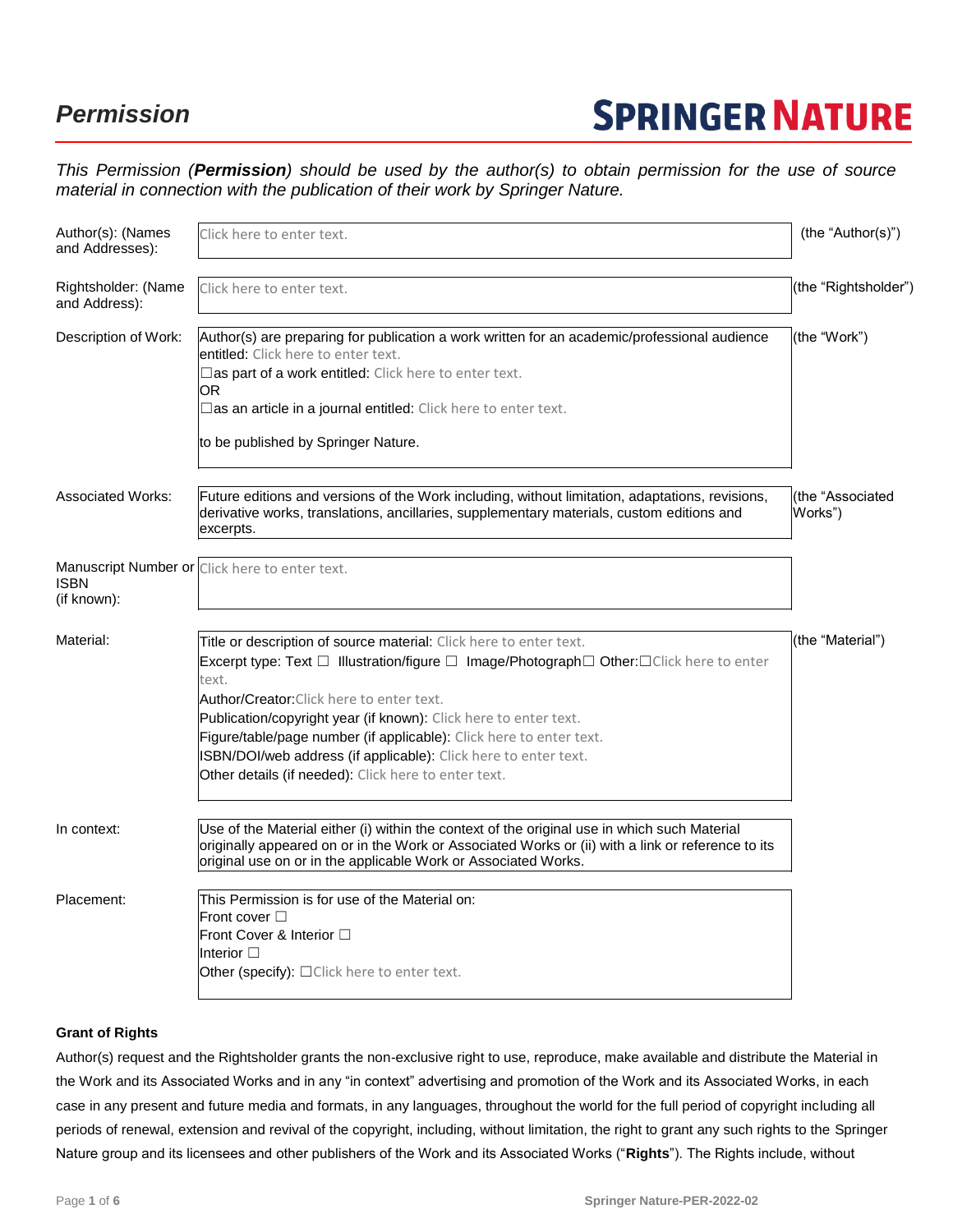# *Permission*

**SPRINGER NATURE**

*This Permission (**Permission**) should be used by the author(s) to obtain permission for the use of source material in connection with the publication of their work by Springer Nature.*

| | | |
|---|---|---|
| Author(s): (Names and Addresses): | Click here to enter text. | (the "Author(s)") |
| Rightsholder: (Name and Address): | Click here to enter text. | (the "Rightsholder") |
| Description of Work: | Author(s) are preparing for publication a work written for an academic/professional audience entitled: Click here to enter text.<br>☐as part of a work entitled: Click here to enter text.<br>OR<br>☐as an article in a journal entitled: Click here to enter text.<br><br>to be published by Springer Nature. | (the "Work") |
| Associated Works: | Future editions and versions of the Work including, without limitation, adaptations, revisions, derivative works, translations, ancillaries, supplementary materials, custom editions and excerpts. | (the "Associated Works") |
| Manuscript Number or ISBN (if known): | Click here to enter text. | |
| Material: | Title or description of source material: Click here to enter text.<br>Excerpt type: Text ☐ Illustration/figure ☐ Image/Photograph☐ Other:☐Click here to enter text.<br>Author/Creator:Click here to enter text.<br>Publication/copyright year (if known): Click here to enter text.<br>Figure/table/page number (if applicable): Click here to enter text.<br>ISBN/DOI/web address (if applicable): Click here to enter text.<br>Other details (if needed): Click here to enter text. | (the "Material") |
| In context: | Use of the Material either (i) within the context of the original use in which such Material originally appeared on or in the Work or Associated Works or (ii) with a link or reference to its original use on or in the applicable Work or Associated Works. | |
| Placement: | This Permission is for use of the Material on:<br>Front cover ☐<br>Front Cover & Interior ☐<br>Interior ☐<br>Other (specify): ☐Click here to enter text. | |

**Grant of Rights**

Author(s) request and the Rightsholder grants the non-exclusive right to use, reproduce, make available and distribute the Material in the Work and its Associated Works and in any "in context" advertising and promotion of the Work and its Associated Works, in each case in any present and future media and formats, in any languages, throughout the world for the full period of copyright including all periods of renewal, extension and revival of the copyright, including, without limitation, the right to grant any such rights to the Springer Nature group and its licensees and other publishers of the Work and its Associated Works ("**Rights**"). The Rights include, without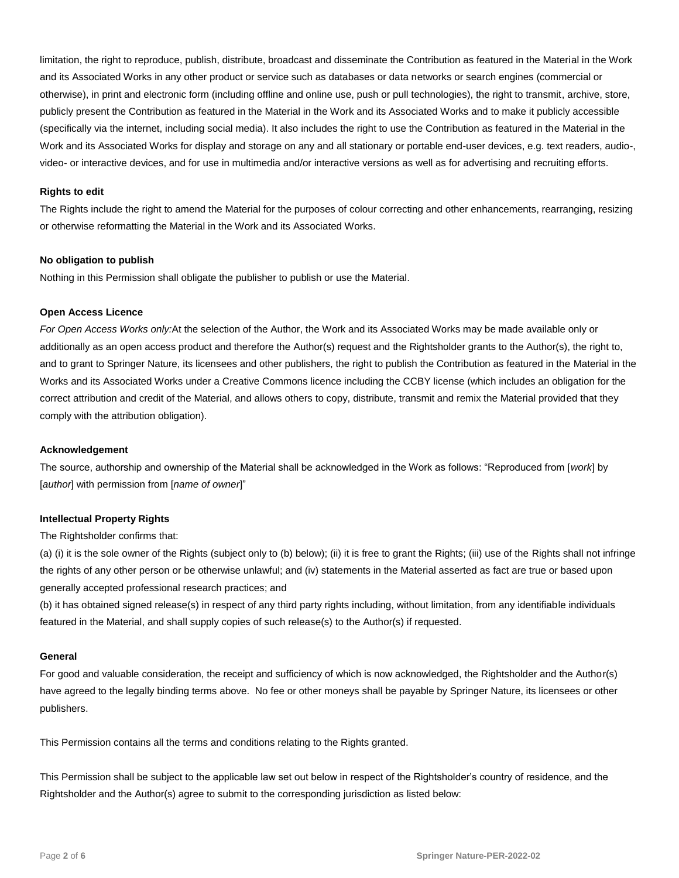limitation, the right to reproduce, publish, distribute, broadcast and disseminate the Contribution as featured in the Material in the Work and its Associated Works in any other product or service such as databases or data networks or search engines (commercial or otherwise), in print and electronic form (including offline and online use, push or pull technologies), the right to transmit, archive, store, publicly present the Contribution as featured in the Material in the Work and its Associated Works and to make it publicly accessible (specifically via the internet, including social media). It also includes the right to use the Contribution as featured in the Material in the Work and its Associated Works for display and storage on any and all stationary or portable end-user devices, e.g. text readers, audio-, video- or interactive devices, and for use in multimedia and/or interactive versions as well as for advertising and recruiting efforts.

**Rights to edit**

The Rights include the right to amend the Material for the purposes of colour correcting and other enhancements, rearranging, resizing or otherwise reformatting the Material in the Work and its Associated Works.

**No obligation to publish**

Nothing in this Permission shall obligate the publisher to publish or use the Material.

**Open Access Licence**

*For Open Access Works only:*At the selection of the Author, the Work and its Associated Works may be made available only or additionally as an open access product and therefore the Author(s) request and the Rightsholder grants to the Author(s), the right to, and to grant to Springer Nature, its licensees and other publishers, the right to publish the Contribution as featured in the Material in the Works and its Associated Works under a Creative Commons licence including the CCBY license (which includes an obligation for the correct attribution and credit of the Material, and allows others to copy, distribute, transmit and remix the Material provided that they comply with the attribution obligation).

**Acknowledgement**

The source, authorship and ownership of the Material shall be acknowledged in the Work as follows: "Reproduced from [*work*] by [*author*] with permission from [*name of owner*]"

**Intellectual Property Rights**

The Rightsholder confirms that:

(a) (i) it is the sole owner of the Rights (subject only to (b) below); (ii) it is free to grant the Rights; (iii) use of the Rights shall not infringe the rights of any other person or be otherwise unlawful; and (iv) statements in the Material asserted as fact are true or based upon generally accepted professional research practices; and

(b) it has obtained signed release(s) in respect of any third party rights including, without limitation, from any identifiable individuals featured in the Material, and shall supply copies of such release(s) to the Author(s) if requested.

**General**

For good and valuable consideration, the receipt and sufficiency of which is now acknowledged, the Rightsholder and the Author(s) have agreed to the legally binding terms above. No fee or other moneys shall be payable by Springer Nature, its licensees or other publishers.

This Permission contains all the terms and conditions relating to the Rights granted.

This Permission shall be subject to the applicable law set out below in respect of the Rightsholder's country of residence, and the Rightsholder and the Author(s) agree to submit to the corresponding jurisdiction as listed below: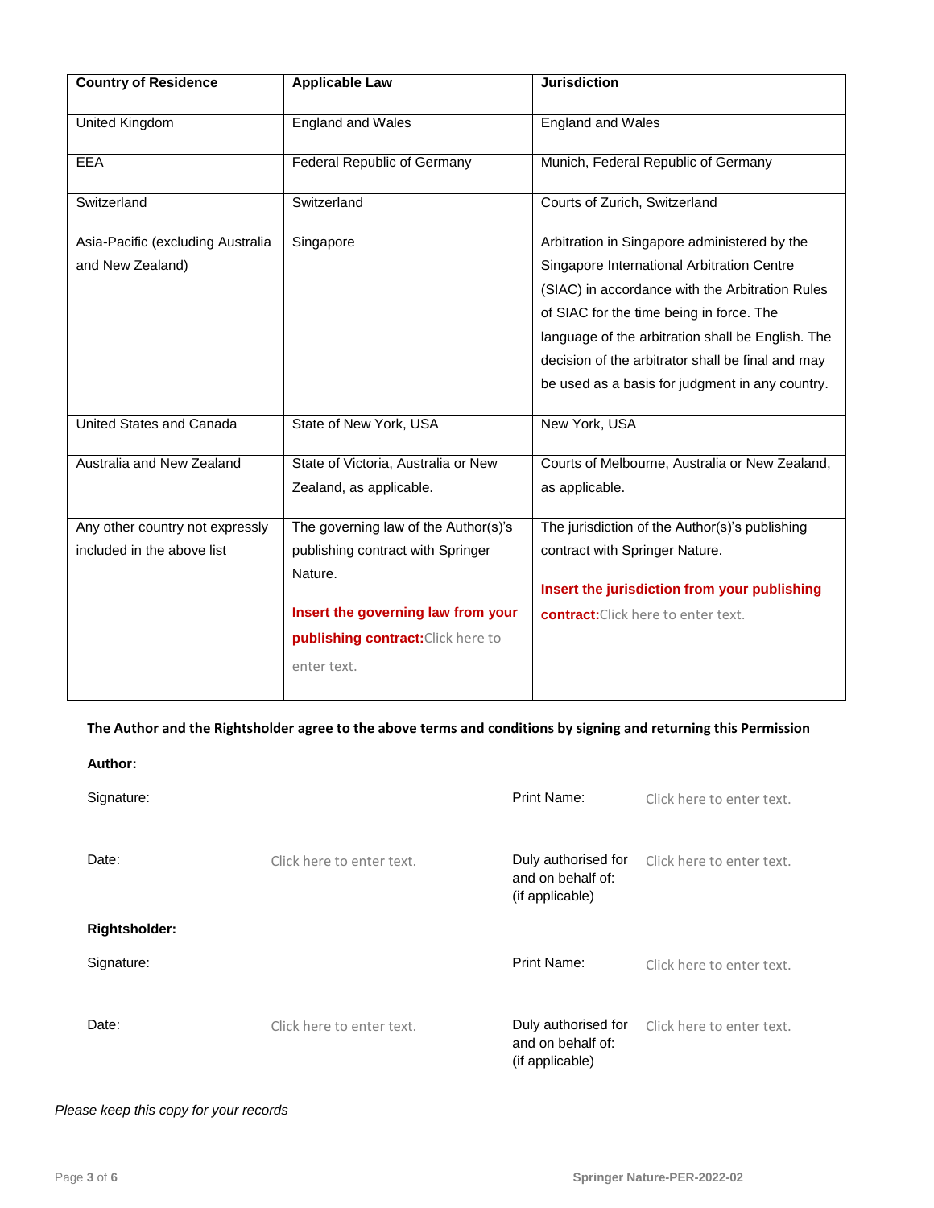| Country of Residence | Applicable Law | Jurisdiction |
| --- | --- | --- |
| United Kingdom | England and Wales | England and Wales |
| EEA | Federal Republic of Germany | Munich, Federal Republic of Germany |
| Switzerland | Switzerland | Courts of Zurich, Switzerland |
| Asia-Pacific (excluding Australia and New Zealand) | Singapore | Arbitration in Singapore administered by the Singapore International Arbitration Centre (SIAC) in accordance with the Arbitration Rules of SIAC for the time being in force. The language of the arbitration shall be English. The decision of the arbitrator shall be final and may be used as a basis for judgment in any country. |
| United States and Canada | State of New York, USA | New York, USA |
| Australia and New Zealand | State of Victoria, Australia or New Zealand, as applicable. | Courts of Melbourne, Australia or New Zealand, as applicable. |
| Any other country not expressly included in the above list | The governing law of the Author(s)'s publishing contract with Springer Nature. **Insert the governing law from your publishing contract:** Click here to enter text. | The jurisdiction of the Author(s)'s publishing contract with Springer Nature. **Insert the jurisdiction from your publishing contract:** Click here to enter text. |

**The Author and the Rightsholder agree to the above terms and conditions by signing and returning this Permission**

**Author:**

Signature:

Print Name: Click here to enter text.

Date: Click here to enter text.

Duly authorised for and on behalf of: (if applicable) Click here to enter text.

**Rightsholder:**

Signature:

Print Name: Click here to enter text.

Date: Click here to enter text.

Duly authorised for and on behalf of: (if applicable) Click here to enter text.

*Please keep this copy for your records*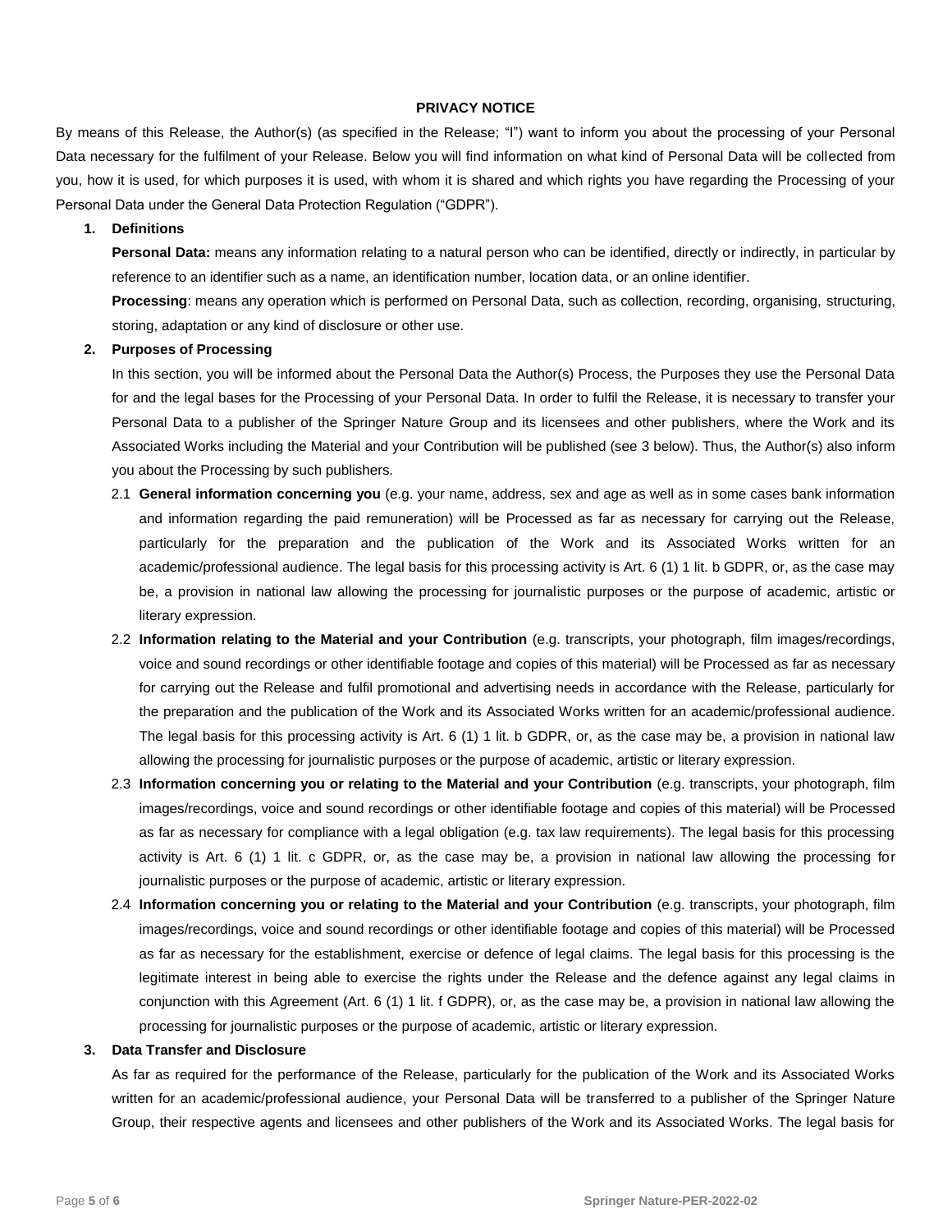**PRIVACY NOTICE**

By means of this Release, the Author(s) (as specified in the Release; "I") want to inform you about the processing of your Personal Data necessary for the fulfilment of your Release. Below you will find information on what kind of Personal Data will be collected from you, how it is used, for which purposes it is used, with whom it is shared and which rights you have regarding the Processing of your Personal Data under the General Data Protection Regulation ("GDPR").

1. **Definitions**

   **Personal Data:** means any information relating to a natural person who can be identified, directly or indirectly, in particular by reference to an identifier such as a name, an identification number, location data, or an online identifier.

   **Processing**: means any operation which is performed on Personal Data, such as collection, recording, organising, structuring, storing, adaptation or any kind of disclosure or other use.

2. **Purposes of Processing**

   In this section, you will be informed about the Personal Data the Author(s) Process, the Purposes they use the Personal Data for and the legal bases for the Processing of your Personal Data. In order to fulfil the Release, it is necessary to transfer your Personal Data to a publisher of the Springer Nature Group and its licensees and other publishers, where the Work and its Associated Works including the Material and your Contribution will be published (see 3 below). Thus, the Author(s) also inform you about the Processing by such publishers.

   2.1 **General information concerning you** (e.g. your name, address, sex and age as well as in some cases bank information and information regarding the paid remuneration) will be Processed as far as necessary for carrying out the Release, particularly for the preparation and the publication of the Work and its Associated Works written for an academic/professional audience. The legal basis for this processing activity is Art. 6 (1) 1 lit. b GDPR, or, as the case may be, a provision in national law allowing the processing for journalistic purposes or the purpose of academic, artistic or literary expression.

   2.2 **Information relating to the Material and your Contribution** (e.g. transcripts, your photograph, film images/recordings, voice and sound recordings or other identifiable footage and copies of this material) will be Processed as far as necessary for carrying out the Release and fulfil promotional and advertising needs in accordance with the Release, particularly for the preparation and the publication of the Work and its Associated Works written for an academic/professional audience. The legal basis for this processing activity is Art. 6 (1) 1 lit. b GDPR, or, as the case may be, a provision in national law allowing the processing for journalistic purposes or the purpose of academic, artistic or literary expression.

   2.3 **Information concerning you or relating to the Material and your Contribution** (e.g. transcripts, your photograph, film images/recordings, voice and sound recordings or other identifiable footage and copies of this material) will be Processed as far as necessary for compliance with a legal obligation (e.g. tax law requirements). The legal basis for this processing activity is Art. 6 (1) 1 lit. c GDPR, or, as the case may be, a provision in national law allowing the processing for journalistic purposes or the purpose of academic, artistic or literary expression.

   2.4 **Information concerning you or relating to the Material and your Contribution** (e.g. transcripts, your photograph, film images/recordings, voice and sound recordings or other identifiable footage and copies of this material) will be Processed as far as necessary for the establishment, exercise or defence of legal claims. The legal basis for this processing is the legitimate interest in being able to exercise the rights under the Release and the defence against any legal claims in conjunction with this Agreement (Art. 6 (1) 1 lit. f GDPR), or, as the case may be, a provision in national law allowing the processing for journalistic purposes or the purpose of academic, artistic or literary expression.

3. **Data Transfer and Disclosure**

   As far as required for the performance of the Release, particularly for the publication of the Work and its Associated Works written for an academic/professional audience, your Personal Data will be transferred to a publisher of the Springer Nature Group, their respective agents and licensees and other publishers of the Work and its Associated Works. The legal basis for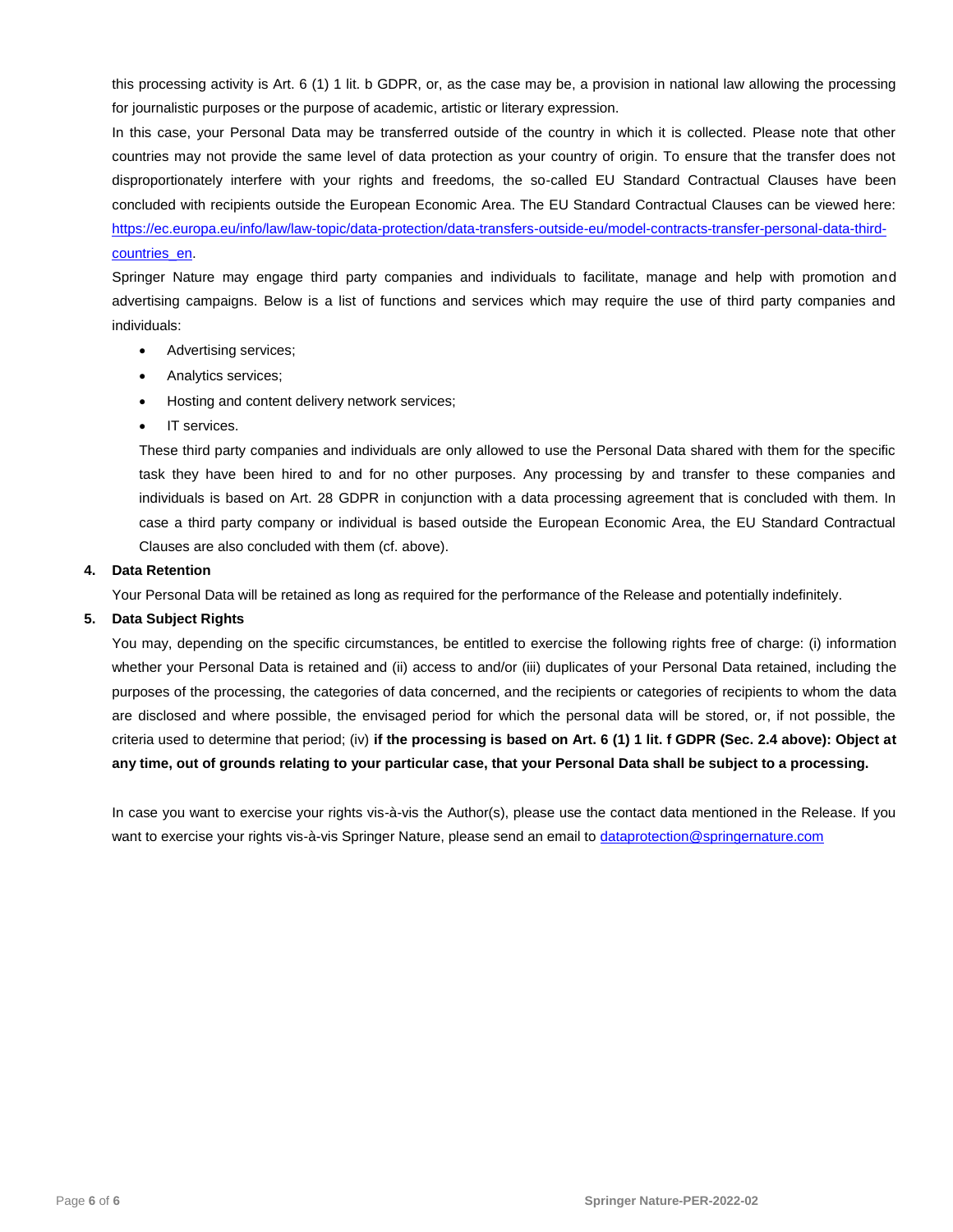this processing activity is Art. 6 (1) 1 lit. b GDPR, or, as the case may be, a provision in national law allowing the processing for journalistic purposes or the purpose of academic, artistic or literary expression.

In this case, your Personal Data may be transferred outside of the country in which it is collected. Please note that other countries may not provide the same level of data protection as your country of origin. To ensure that the transfer does not disproportionately interfere with your rights and freedoms, the so-called EU Standard Contractual Clauses have been concluded with recipients outside the European Economic Area. The EU Standard Contractual Clauses can be viewed here: [https://ec.europa.eu/info/law/law-topic/data-protection/data-transfers-outside-eu/model-contracts-transfer-personal-data-third-countries_en](https://ec.europa.eu/info/law/law-topic/data-protection/data-transfers-outside-eu/model-contracts-transfer-personal-data-third-countries_en).

Springer Nature may engage third party companies and individuals to facilitate, manage and help with promotion and advertising campaigns. Below is a list of functions and services which may require the use of third party companies and individuals:

- Advertising services;
- Analytics services;
- Hosting and content delivery network services;
- IT services.

These third party companies and individuals are only allowed to use the Personal Data shared with them for the specific task they have been hired to and for no other purposes. Any processing by and transfer to these companies and individuals is based on Art. 28 GDPR in conjunction with a data processing agreement that is concluded with them. In case a third party company or individual is based outside the European Economic Area, the EU Standard Contractual Clauses are also concluded with them (cf. above).

**4. Data Retention**

Your Personal Data will be retained as long as required for the performance of the Release and potentially indefinitely.

**5. Data Subject Rights**

You may, depending on the specific circumstances, be entitled to exercise the following rights free of charge: (i) information whether your Personal Data is retained and (ii) access to and/or (iii) duplicates of your Personal Data retained, including the purposes of the processing, the categories of data concerned, and the recipients or categories of recipients to whom the data are disclosed and where possible, the envisaged period for which the personal data will be stored, or, if not possible, the criteria used to determine that period; (iv) **if the processing is based on Art. 6 (1) 1 lit. f GDPR (Sec. 2.4 above): Object at any time, out of grounds relating to your particular case, that your Personal Data shall be subject to a processing.**

In case you want to exercise your rights vis-à-vis the Author(s), please use the contact data mentioned in the Release. If you want to exercise your rights vis-à-vis Springer Nature, please send an email to [dataprotection@springernature.com](mailto:dataprotection@springernature.com)